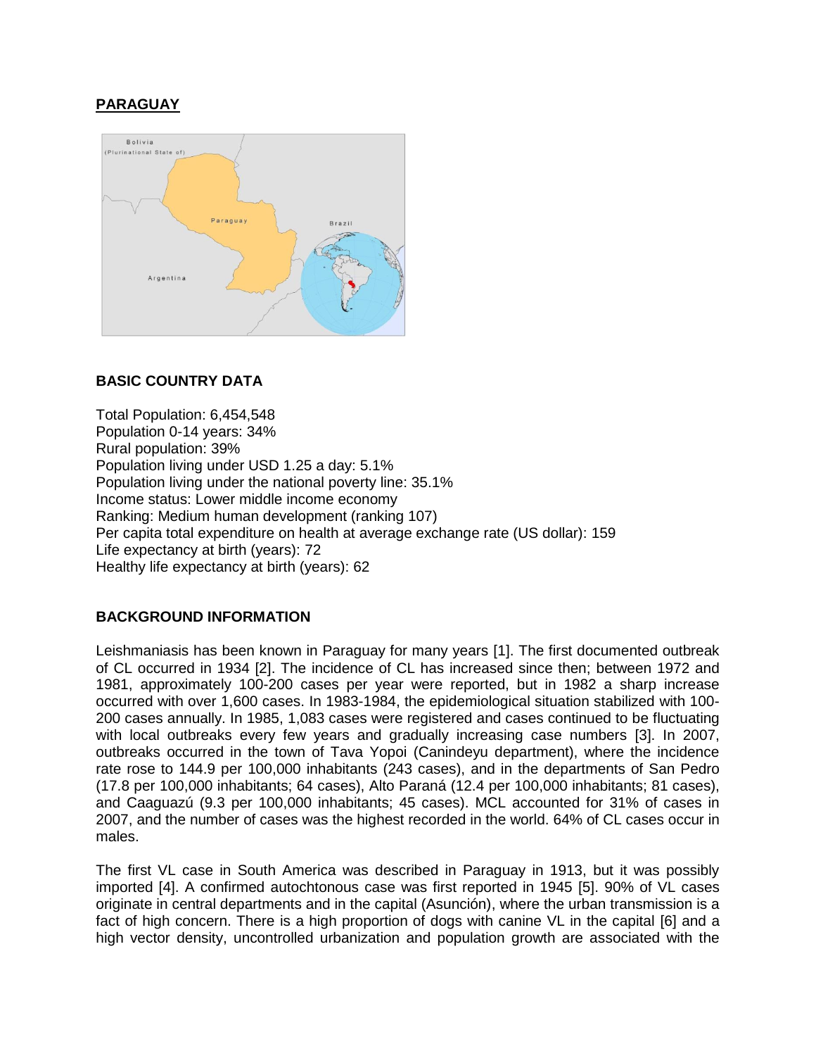# PARAGUAY

## BASIC COUNTRY DATA

Total Population: 6,454,548
Population 0-14 years: 34%
Rural population: 39%
Population living under USD 1.25 a day: 5.1%
Population living under the national poverty line: 35.1%
Income status: Lower middle income economy
Ranking: Medium human development (ranking 107)
Per capita total expenditure on health at average exchange rate (US dollar): 159
Life expectancy at birth (years): 72
Healthy life expectancy at birth (years): 62

## BACKGROUND INFORMATION

Leishmaniasis has been known in Paraguay for many years [1]. The first documented outbreak of CL occurred in 1934 [2]. The incidence of CL has increased since then; between 1972 and 1981, approximately 100-200 cases per year were reported, but in 1982 a sharp increase occurred with over 1,600 cases. In 1983-1984, the epidemiological situation stabilized with 100-200 cases annually. In 1985, 1,083 cases were registered and cases continued to be fluctuating with local outbreaks every few years and gradually increasing case numbers [3]. In 2007, outbreaks occurred in the town of Tava Yopoi (Canindeyu department), where the incidence rate rose to 144.9 per 100,000 inhabitants (243 cases), and in the departments of San Pedro (17.8 per 100,000 inhabitants; 64 cases), Alto Paraná (12.4 per 100,000 inhabitants; 81 cases), and Caaguazú (9.3 per 100,000 inhabitants; 45 cases). MCL accounted for 31% of cases in 2007, and the number of cases was the highest recorded in the world. 64% of CL cases occur in males.

The first VL case in South America was described in Paraguay in 1913, but it was possibly imported [4]. A confirmed autochtonous case was first reported in 1945 [5]. 90% of VL cases originate in central departments and in the capital (Asunción), where the urban transmission is a fact of high concern. There is a high proportion of dogs with canine VL in the capital [6] and a high vector density, uncontrolled urbanization and population growth are associated with the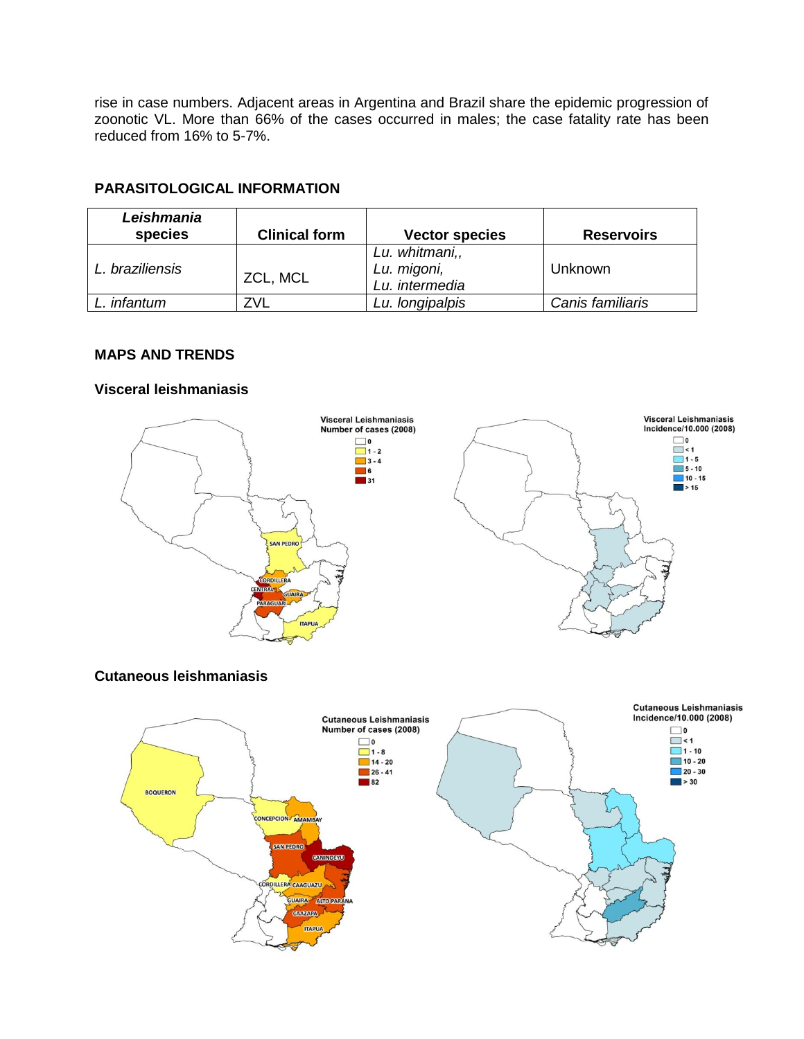rise in case numbers. Adjacent areas in Argentina and Brazil share the epidemic progression of zoonotic VL. More than 66% of the cases occurred in males; the case fatality rate has been reduced from 16% to 5-7%.

## PARASITOLOGICAL INFORMATION

| *Leishmania* species | Clinical form | Vector species | Reservoirs |
|---|---|---|---|
| *L. braziliensis* | ZCL, MCL | *Lu. whitmani,, Lu. migoni, Lu. intermedia* | Unknown |
| *L. infantum* | ZVL | *Lu. longipalpis* | *Canis familiaris* |

## MAPS AND TRENDS

### Visceral leishmaniasis

### Cutaneous leishmaniasis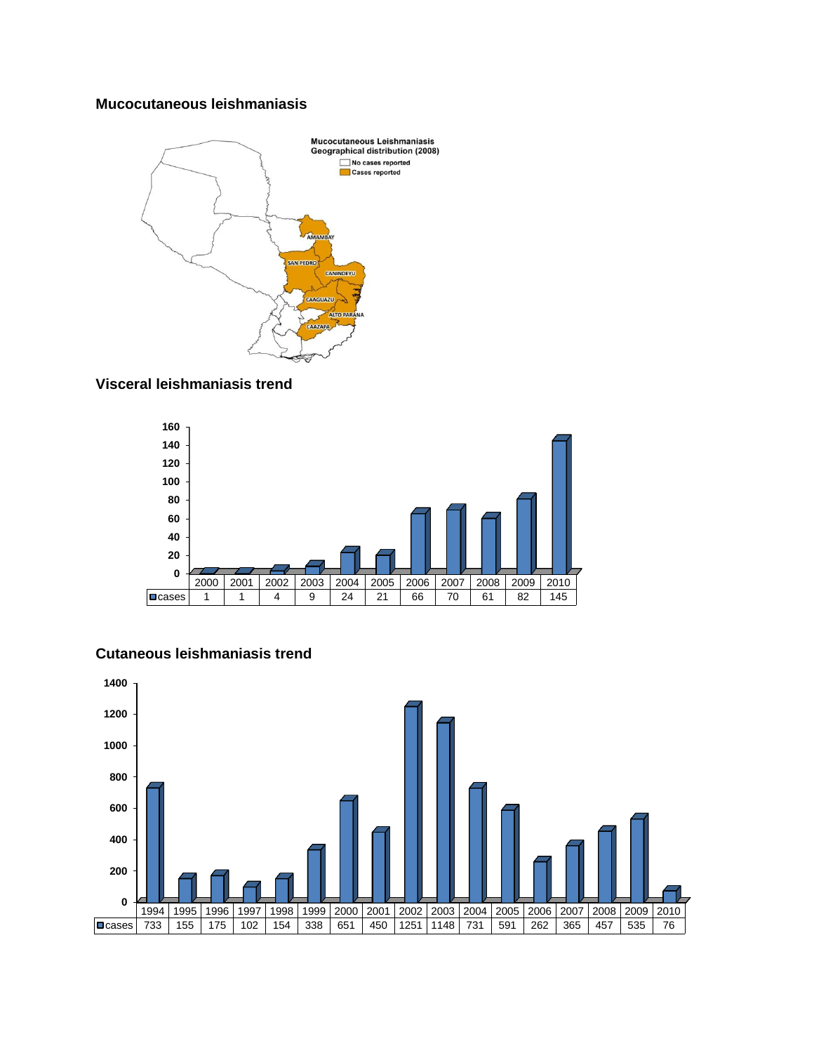## Mucocutaneous leishmaniasis

**Mucocutaneous Leishmaniasis**
**Geographical distribution (2008)**

- No cases reported
- Cases reported

AMAMBAY, SAN PEDRO, CANINDEYU, CAAGUAZU, ALTO PARANA, CAAZAPA

## Visceral leishmaniasis trend

| | 2000 | 2001 | 2002 | 2003 | 2004 | 2005 | 2006 | 2007 | 2008 | 2009 | 2010 |
|---|---|---|---|---|---|---|---|---|---|---|---|
| cases | 1 | 1 | 4 | 9 | 24 | 21 | 66 | 70 | 61 | 82 | 145 |

## Cutaneous leishmaniasis trend

| | 1994 | 1995 | 1996 | 1997 | 1998 | 1999 | 2000 | 2001 | 2002 | 2003 | 2004 | 2005 | 2006 | 2007 | 2008 | 2009 | 2010 |
|---|---|---|---|---|---|---|---|---|---|---|---|---|---|---|---|---|---|
| cases | 733 | 155 | 175 | 102 | 154 | 338 | 651 | 450 | 1251 | 1148 | 731 | 591 | 262 | 365 | 457 | 535 | 76 |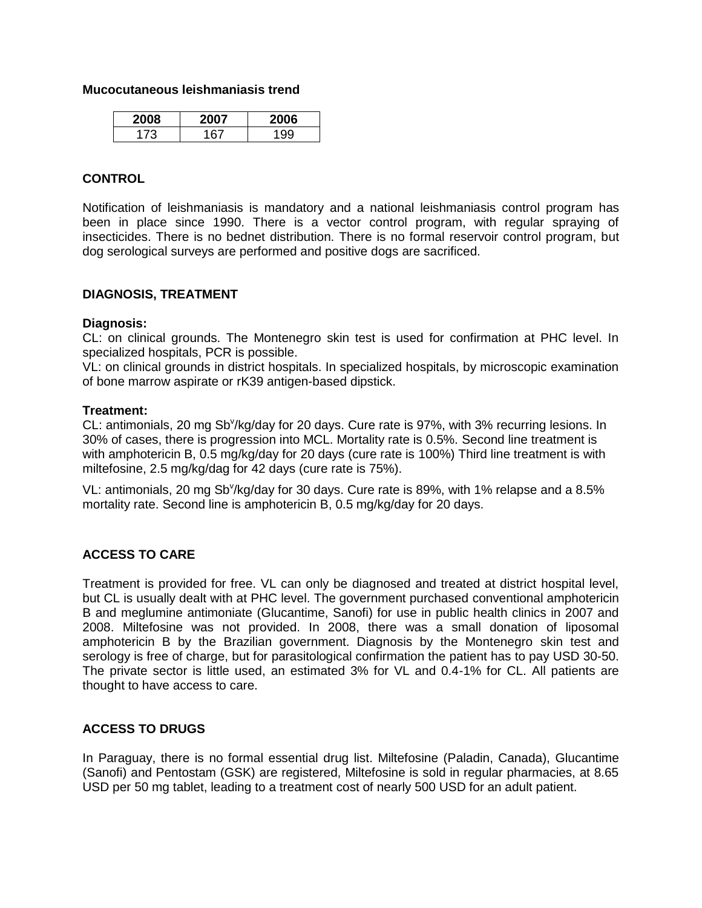**Mucocutaneous leishmaniasis trend**

| 2008 | 2007 | 2006 |
|---|---|---|
| 173 | 167 | 199 |

## CONTROL

Notification of leishmaniasis is mandatory and a national leishmaniasis control program has been in place since 1990. There is a vector control program, with regular spraying of insecticides. There is no bednet distribution. There is no formal reservoir control program, but dog serological surveys are performed and positive dogs are sacrificed.

## DIAGNOSIS, TREATMENT

**Diagnosis:**

CL: on clinical grounds. The Montenegro skin test is used for confirmation at PHC level. In specialized hospitals, PCR is possible.

VL: on clinical grounds in district hospitals. In specialized hospitals, by microscopic examination of bone marrow aspirate or rK39 antigen-based dipstick.

**Treatment:**

CL: antimonials, 20 mg $Sb^v$/kg/day for 20 days. Cure rate is 97%, with 3% recurring lesions. In 30% of cases, there is progression into MCL. Mortality rate is 0.5%. Second line treatment is with amphotericin B, 0.5 mg/kg/day for 20 days (cure rate is 100%) Third line treatment is with miltefosine, 2.5 mg/kg/dag for 42 days (cure rate is 75%).

VL: antimonials, 20 mg $Sb^v$/kg/day for 30 days. Cure rate is 89%, with 1% relapse and a 8.5% mortality rate. Second line is amphotericin B, 0.5 mg/kg/day for 20 days.

## ACCESS TO CARE

Treatment is provided for free. VL can only be diagnosed and treated at district hospital level, but CL is usually dealt with at PHC level. The government purchased conventional amphotericin B and meglumine antimoniate (Glucantime, Sanofi) for use in public health clinics in 2007 and 2008. Miltefosine was not provided. In 2008, there was a small donation of liposomal amphotericin B by the Brazilian government. Diagnosis by the Montenegro skin test and serology is free of charge, but for parasitological confirmation the patient has to pay USD 30-50. The private sector is little used, an estimated 3% for VL and 0.4-1% for CL. All patients are thought to have access to care.

## ACCESS TO DRUGS

In Paraguay, there is no formal essential drug list. Miltefosine (Paladin, Canada), Glucantime (Sanofi) and Pentostam (GSK) are registered, Miltefosine is sold in regular pharmacies, at 8.65 USD per 50 mg tablet, leading to a treatment cost of nearly 500 USD for an adult patient.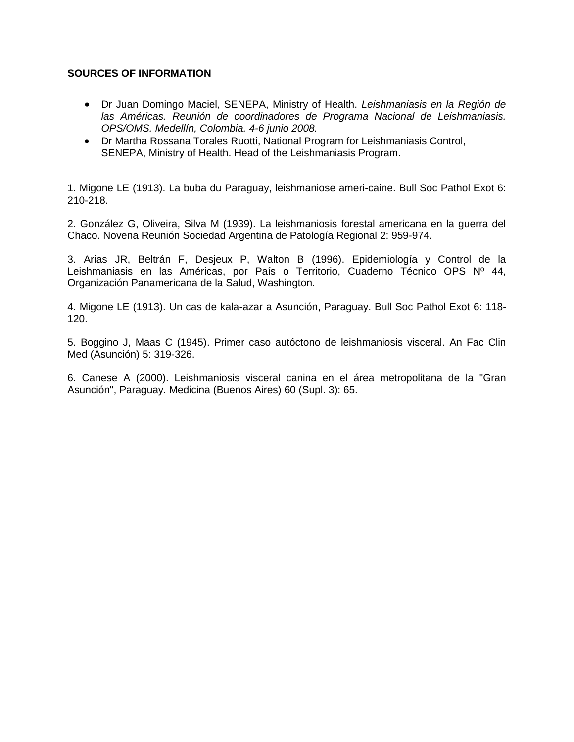**SOURCES OF INFORMATION**

- Dr Juan Domingo Maciel, SENEPA, Ministry of Health. *Leishmaniasis en la Región de las Américas. Reunión de coordinadores de Programa Nacional de Leishmaniasis. OPS/OMS. Medellín, Colombia. 4-6 junio 2008.*
- Dr Martha Rossana Torales Ruotti, National Program for Leishmaniasis Control, SENEPA, Ministry of Health. Head of the Leishmaniasis Program.

1. Migone LE (1913). La buba du Paraguay, leishmaniose ameri-caine. Bull Soc Pathol Exot 6: 210-218.

2. González G, Oliveira, Silva M (1939). La leishmaniosis forestal americana en la guerra del Chaco. Novena Reunión Sociedad Argentina de Patología Regional 2: 959-974.

3. Arias JR, Beltrán F, Desjeux P, Walton B (1996). Epidemiología y Control de la Leishmaniasis en las Américas, por País o Territorio, Cuaderno Técnico OPS Nº 44, Organización Panamericana de la Salud, Washington.

4. Migone LE (1913). Un cas de kala-azar a Asunción, Paraguay. Bull Soc Pathol Exot 6: 118-120.

5. Boggino J, Maas C (1945). Primer caso autóctono de leishmaniosis visceral. An Fac Clin Med (Asunción) 5: 319-326.

6. Canese A (2000). Leishmaniosis visceral canina en el área metropolitana de la "Gran Asunción", Paraguay. Medicina (Buenos Aires) 60 (Supl. 3): 65.